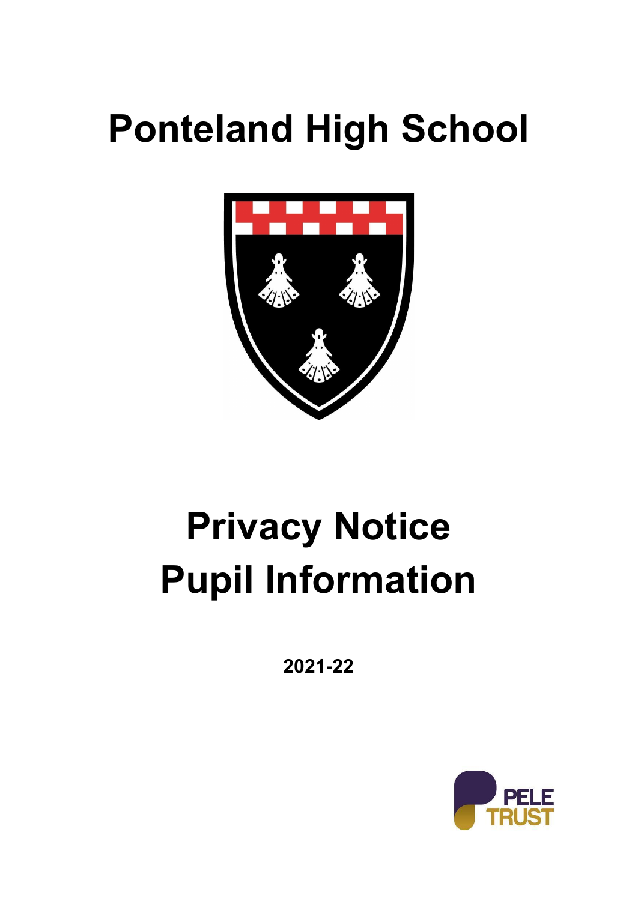# Ponteland High School

# Privacy Notice
# Pupil Information

**2021-22**

PELE TRUST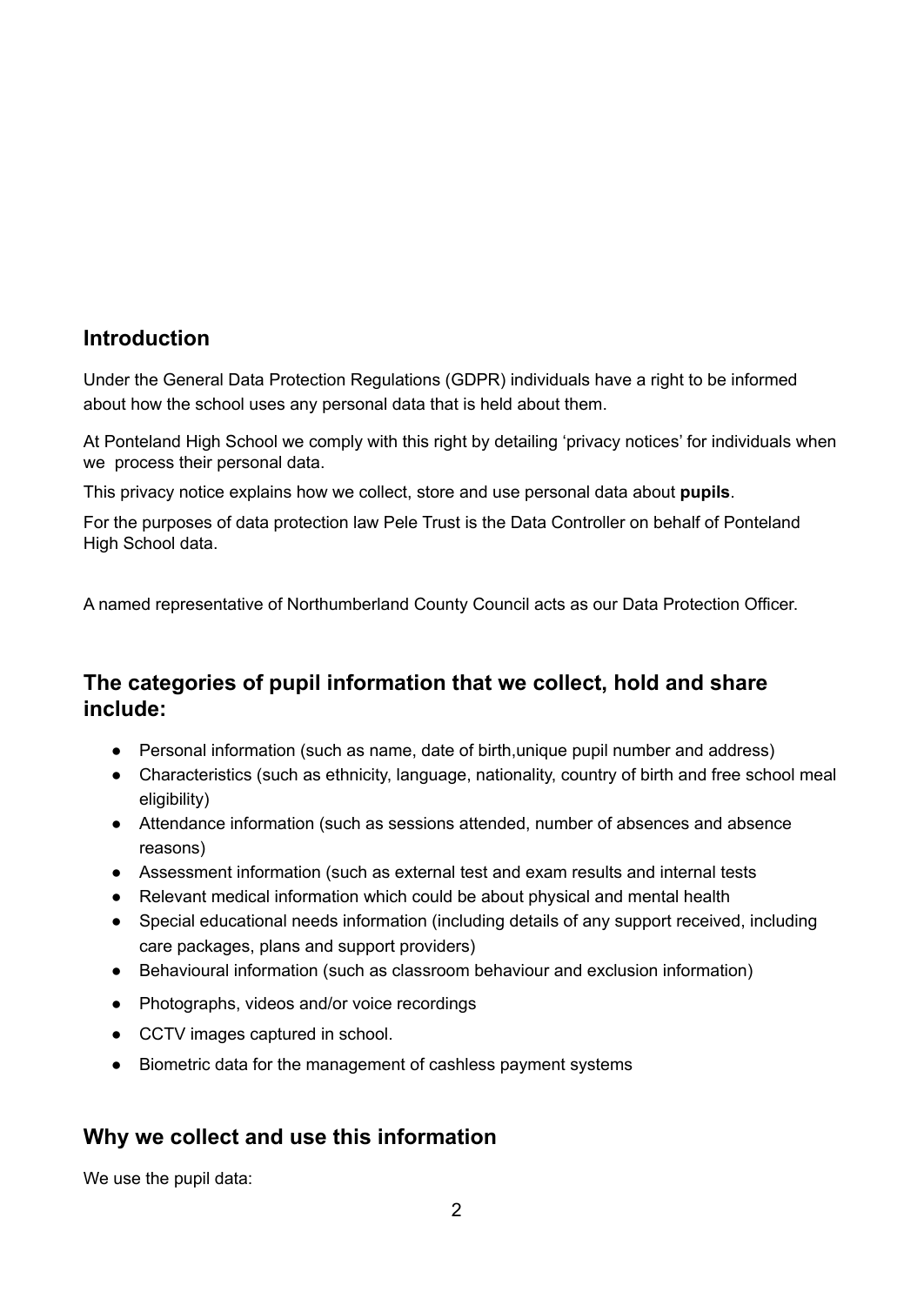## Introduction

Under the General Data Protection Regulations (GDPR) individuals have a right to be informed about how the school uses any personal data that is held about them.

At Ponteland High School we comply with this right by detailing 'privacy notices' for individuals when we process their personal data.

This privacy notice explains how we collect, store and use personal data about **pupils**.

For the purposes of data protection law Pele Trust is the Data Controller on behalf of Ponteland High School data.

A named representative of Northumberland County Council acts as our Data Protection Officer.

## The categories of pupil information that we collect, hold and share include:

- Personal information (such as name, date of birth,unique pupil number and address)
- Characteristics (such as ethnicity, language, nationality, country of birth and free school meal eligibility)
- Attendance information (such as sessions attended, number of absences and absence reasons)
- Assessment information (such as external test and exam results and internal tests
- Relevant medical information which could be about physical and mental health
- Special educational needs information (including details of any support received, including care packages, plans and support providers)
- Behavioural information (such as classroom behaviour and exclusion information)
- Photographs, videos and/or voice recordings
- CCTV images captured in school.
- Biometric data for the management of cashless payment systems

## Why we collect and use this information

We use the pupil data: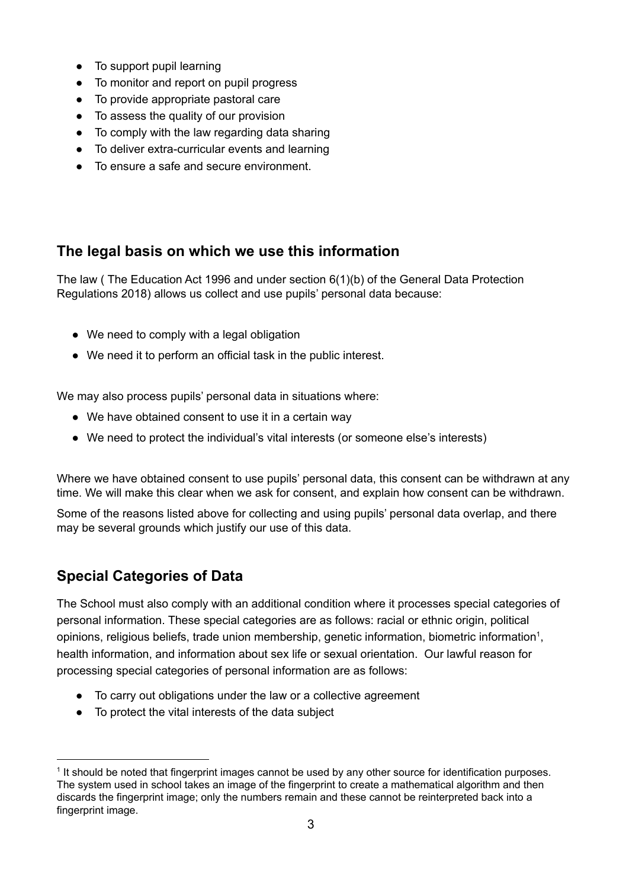- To support pupil learning
- To monitor and report on pupil progress
- To provide appropriate pastoral care
- To assess the quality of our provision
- To comply with the law regarding data sharing
- To deliver extra-curricular events and learning
- To ensure a safe and secure environment.

## The legal basis on which we use this information

The law ( The Education Act 1996 and under section 6(1)(b) of the General Data Protection Regulations 2018) allows us collect and use pupils' personal data because:

- We need to comply with a legal obligation
- We need it to perform an official task in the public interest.

We may also process pupils' personal data in situations where:

- We have obtained consent to use it in a certain way
- We need to protect the individual's vital interests (or someone else's interests)

Where we have obtained consent to use pupils' personal data, this consent can be withdrawn at any time. We will make this clear when we ask for consent, and explain how consent can be withdrawn.

Some of the reasons listed above for collecting and using pupils' personal data overlap, and there may be several grounds which justify our use of this data.

## Special Categories of Data

The School must also comply with an additional condition where it processes special categories of personal information. These special categories are as follows: racial or ethnic origin, political opinions, religious beliefs, trade union membership, genetic information, biometric information[1], health information, and information about sex life or sexual orientation. Our lawful reason for processing special categories of personal information are as follows:

- To carry out obligations under the law or a collective agreement
- To protect the vital interests of the data subject

[1] It should be noted that fingerprint images cannot be used by any other source for identification purposes. The system used in school takes an image of the fingerprint to create a mathematical algorithm and then discards the fingerprint image; only the numbers remain and these cannot be reinterpreted back into a fingerprint image.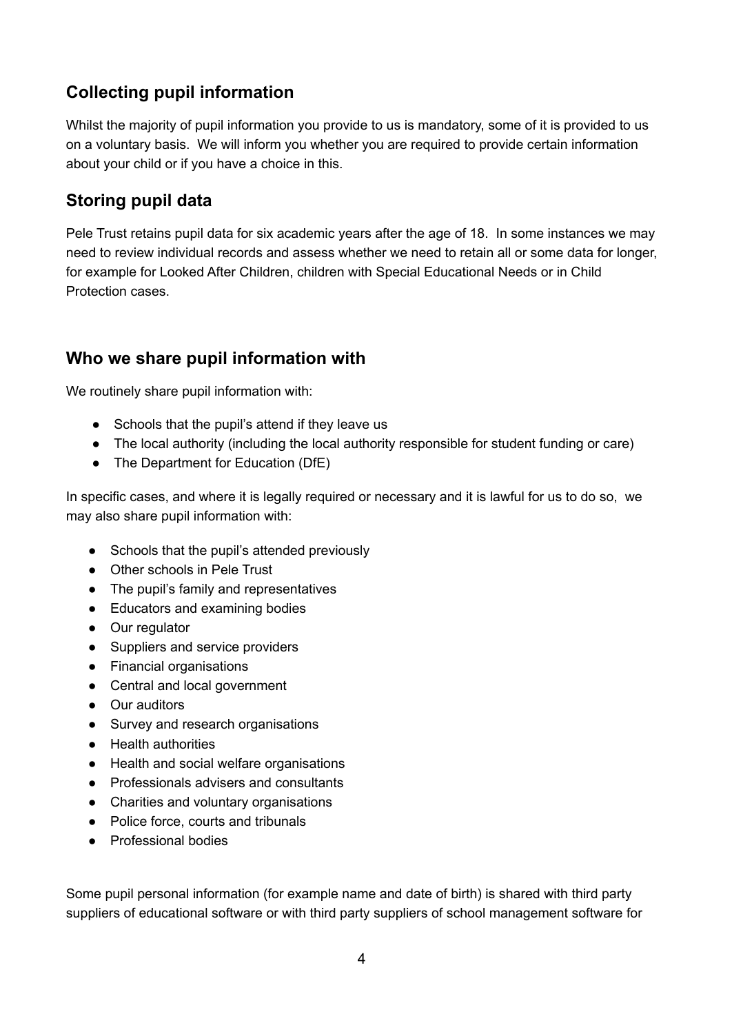## Collecting pupil information

Whilst the majority of pupil information you provide to us is mandatory, some of it is provided to us on a voluntary basis. We will inform you whether you are required to provide certain information about your child or if you have a choice in this.

## Storing pupil data

Pele Trust retains pupil data for six academic years after the age of 18. In some instances we may need to review individual records and assess whether we need to retain all or some data for longer, for example for Looked After Children, children with Special Educational Needs or in Child Protection cases.

## Who we share pupil information with

We routinely share pupil information with:

- Schools that the pupil's attend if they leave us
- The local authority (including the local authority responsible for student funding or care)
- The Department for Education (DfE)

In specific cases, and where it is legally required or necessary and it is lawful for us to do so, we may also share pupil information with:

- Schools that the pupil's attended previously
- Other schools in Pele Trust
- The pupil's family and representatives
- Educators and examining bodies
- Our regulator
- Suppliers and service providers
- Financial organisations
- Central and local government
- Our auditors
- Survey and research organisations
- Health authorities
- Health and social welfare organisations
- Professionals advisers and consultants
- Charities and voluntary organisations
- Police force, courts and tribunals
- Professional bodies

Some pupil personal information (for example name and date of birth) is shared with third party suppliers of educational software or with third party suppliers of school management software for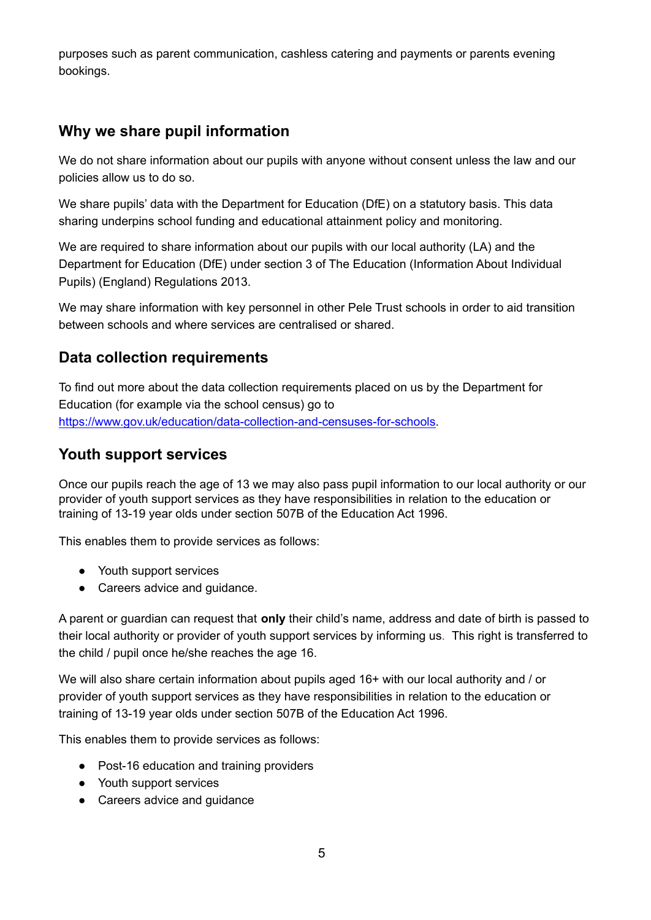purposes such as parent communication, cashless catering and payments or parents evening bookings.

## Why we share pupil information

We do not share information about our pupils with anyone without consent unless the law and our policies allow us to do so.

We share pupils' data with the Department for Education (DfE) on a statutory basis. This data sharing underpins school funding and educational attainment policy and monitoring.

We are required to share information about our pupils with our local authority (LA) and the Department for Education (DfE) under section 3 of The Education (Information About Individual Pupils) (England) Regulations 2013.

We may share information with key personnel in other Pele Trust schools in order to aid transition between schools and where services are centralised or shared.

## Data collection requirements

To find out more about the data collection requirements placed on us by the Department for Education (for example via the school census) go to https://www.gov.uk/education/data-collection-and-censuses-for-schools.

## Youth support services

Once our pupils reach the age of 13 we may also pass pupil information to our local authority or our provider of youth support services as they have responsibilities in relation to the education or training of 13-19 year olds under section 507B of the Education Act 1996.

This enables them to provide services as follows:

- Youth support services
- Careers advice and guidance.

A parent or guardian can request that **only** their child's name, address and date of birth is passed to their local authority or provider of youth support services by informing us. This right is transferred to the child / pupil once he/she reaches the age 16.

We will also share certain information about pupils aged 16+ with our local authority and / or provider of youth support services as they have responsibilities in relation to the education or training of 13-19 year olds under section 507B of the Education Act 1996.

This enables them to provide services as follows:

- Post-16 education and training providers
- Youth support services
- Careers advice and guidance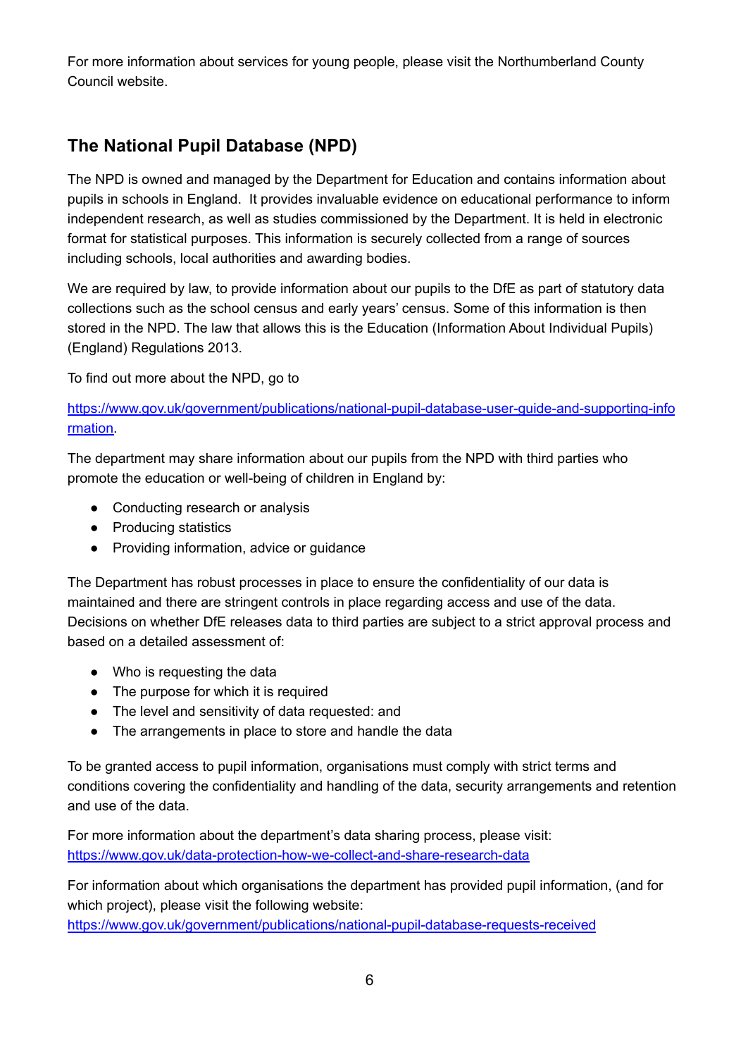For more information about services for young people, please visit the Northumberland County Council website.

## The National Pupil Database (NPD)

The NPD is owned and managed by the Department for Education and contains information about pupils in schools in England. It provides invaluable evidence on educational performance to inform independent research, as well as studies commissioned by the Department. It is held in electronic format for statistical purposes. This information is securely collected from a range of sources including schools, local authorities and awarding bodies.

We are required by law, to provide information about our pupils to the DfE as part of statutory data collections such as the school census and early years' census. Some of this information is then stored in the NPD. The law that allows this is the Education (Information About Individual Pupils) (England) Regulations 2013.

To find out more about the NPD, go to

https://www.gov.uk/government/publications/national-pupil-database-user-guide-and-supporting-information.

The department may share information about our pupils from the NPD with third parties who promote the education or well-being of children in England by:

- Conducting research or analysis
- Producing statistics
- Providing information, advice or guidance

The Department has robust processes in place to ensure the confidentiality of our data is maintained and there are stringent controls in place regarding access and use of the data. Decisions on whether DfE releases data to third parties are subject to a strict approval process and based on a detailed assessment of:

- Who is requesting the data
- The purpose for which it is required
- The level and sensitivity of data requested: and
- The arrangements in place to store and handle the data

To be granted access to pupil information, organisations must comply with strict terms and conditions covering the confidentiality and handling of the data, security arrangements and retention and use of the data.

For more information about the department's data sharing process, please visit: https://www.gov.uk/data-protection-how-we-collect-and-share-research-data

For information about which organisations the department has provided pupil information, (and for which project), please visit the following website: https://www.gov.uk/government/publications/national-pupil-database-requests-received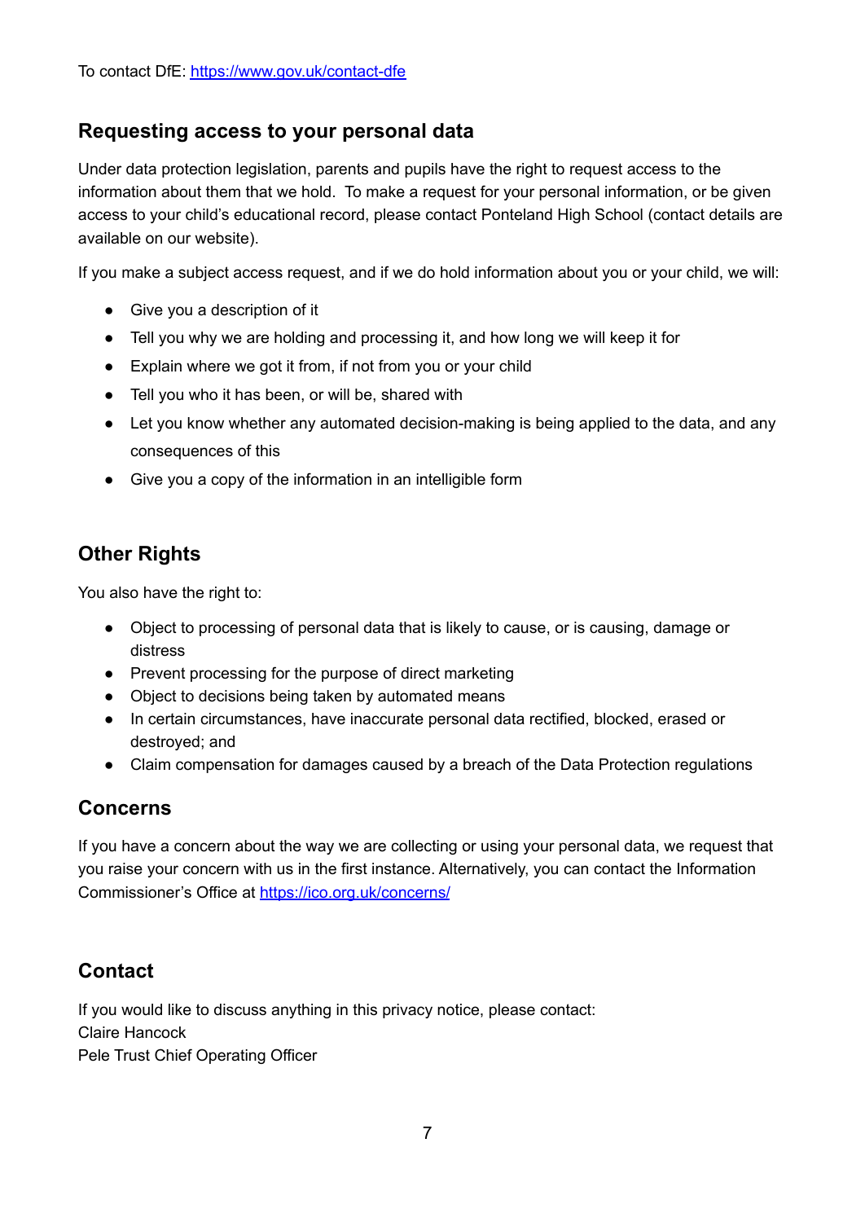To contact DfE: https://www.gov.uk/contact-dfe

## Requesting access to your personal data

Under data protection legislation, parents and pupils have the right to request access to the information about them that we hold. To make a request for your personal information, or be given access to your child's educational record, please contact Ponteland High School (contact details are available on our website).

If you make a subject access request, and if we do hold information about you or your child, we will:

- Give you a description of it
- Tell you why we are holding and processing it, and how long we will keep it for
- Explain where we got it from, if not from you or your child
- Tell you who it has been, or will be, shared with
- Let you know whether any automated decision-making is being applied to the data, and any consequences of this
- Give you a copy of the information in an intelligible form

## Other Rights

You also have the right to:

- Object to processing of personal data that is likely to cause, or is causing, damage or distress
- Prevent processing for the purpose of direct marketing
- Object to decisions being taken by automated means
- In certain circumstances, have inaccurate personal data rectified, blocked, erased or destroyed; and
- Claim compensation for damages caused by a breach of the Data Protection regulations

## Concerns

If you have a concern about the way we are collecting or using your personal data, we request that you raise your concern with us in the first instance. Alternatively, you can contact the Information Commissioner's Office at https://ico.org.uk/concerns/

## Contact

If you would like to discuss anything in this privacy notice, please contact:
Claire Hancock
Pele Trust Chief Operating Officer